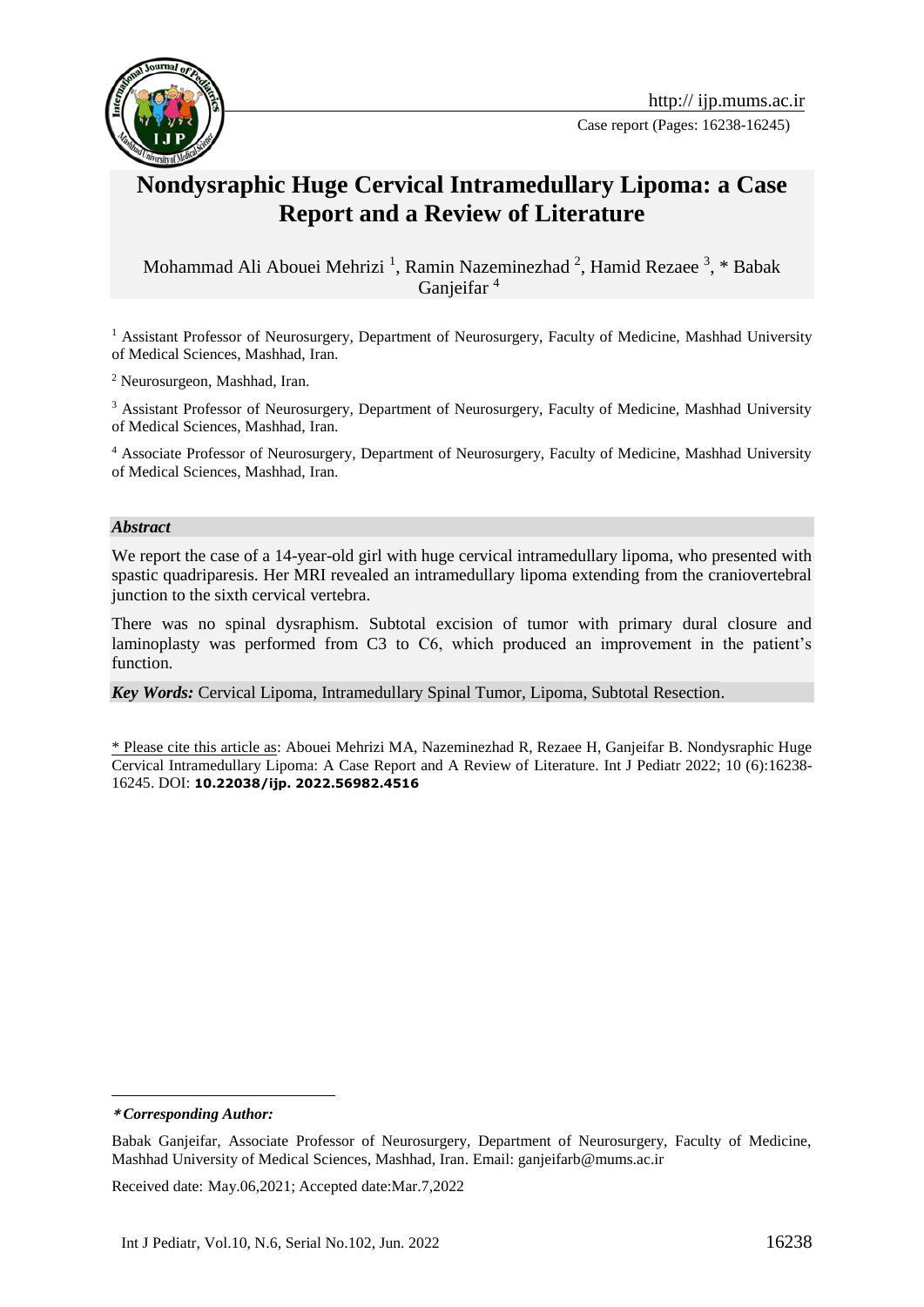# Nondysraphic Huge Cervical Intramedullary Lipoma: a Case Report and a Review of Literature

Mohammad Ali Abouei Mehrizi [1], Ramin Nazeminezhad [2], Hamid Rezaee [3], * Babak Ganjeifar [4]

[1] Assistant Professor of Neurosurgery, Department of Neurosurgery, Faculty of Medicine, Mashhad University of Medical Sciences, Mashhad, Iran.

[2] Neurosurgeon, Mashhad, Iran.

[3] Assistant Professor of Neurosurgery, Department of Neurosurgery, Faculty of Medicine, Mashhad University of Medical Sciences, Mashhad, Iran.

[4] Associate Professor of Neurosurgery, Department of Neurosurgery, Faculty of Medicine, Mashhad University of Medical Sciences, Mashhad, Iran.

***Abstract***

We report the case of a 14-year-old girl with huge cervical intramedullary lipoma, who presented with spastic quadriparesis. Her MRI revealed an intramedullary lipoma extending from the craniovertebral junction to the sixth cervical vertebra.

There was no spinal dysraphism. Subtotal excision of tumor with primary dural closure and laminoplasty was performed from C3 to C6, which produced an improvement in the patient's function.

***Key Words:*** Cervical Lipoma, Intramedullary Spinal Tumor, Lipoma, Subtotal Resection.

* Please cite this article as: Abouei Mehrizi MA, Nazeminezhad R, Rezaee H, Ganjeifar B. Nondysraphic Huge Cervical Intramedullary Lipoma: A Case Report and A Review of Literature. Int J Pediatr 2022; 10 (6):16238-16245. DOI: **10.22038/ijp. 2022.56982.4516**

---

***\*Corresponding Author:***

Babak Ganjeifar, Associate Professor of Neurosurgery, Department of Neurosurgery, Faculty of Medicine, Mashhad University of Medical Sciences, Mashhad, Iran. Email: ganjeifarb@mums.ac.ir

Received date: May.06,2021; Accepted date:Mar.7,2022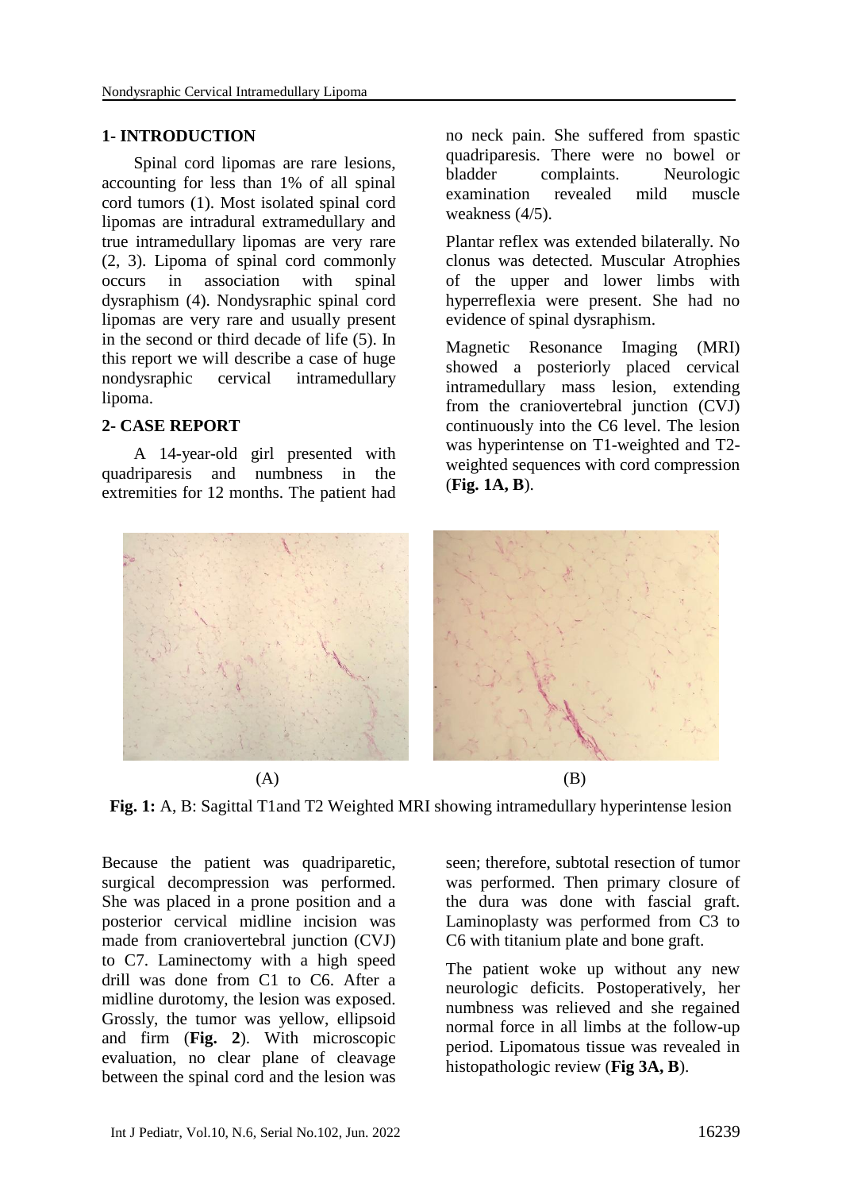## 1- INTRODUCTION

Spinal cord lipomas are rare lesions, accounting for less than 1% of all spinal cord tumors (1). Most isolated spinal cord lipomas are intradural extramedullary and true intramedullary lipomas are very rare (2, 3). Lipoma of spinal cord commonly occurs in association with spinal dysraphism (4). Nondysraphic spinal cord lipomas are very rare and usually present in the second or third decade of life (5). In this report we will describe a case of huge nondysraphic cervical intramedullary lipoma.

## 2- CASE REPORT

A 14-year-old girl presented with quadriparesis and numbness in the extremities for 12 months. The patient had no neck pain. She suffered from spastic quadriparesis. There were no bowel or bladder complaints. Neurologic examination revealed mild muscle weakness (4/5).

Plantar reflex was extended bilaterally. No clonus was detected. Muscular Atrophies of the upper and lower limbs with hyperreflexia were present. She had no evidence of spinal dysraphism.

Magnetic Resonance Imaging (MRI) showed a posteriorly placed cervical intramedullary mass lesion, extending from the craniovertebral junction (CVJ) continuously into the C6 level. The lesion was hyperintense on T1-weighted and T2-weighted sequences with cord compression (**Fig. 1A, B**).

(A) (B)

**Fig. 1:** A, B: Sagittal T1and T2 Weighted MRI showing intramedullary hyperintense lesion

Because the patient was quadriparetic, surgical decompression was performed. She was placed in a prone position and a posterior cervical midline incision was made from craniovertebral junction (CVJ) to C7. Laminectomy with a high speed drill was done from C1 to C6. After a midline durotomy, the lesion was exposed. Grossly, the tumor was yellow, ellipsoid and firm (**Fig. 2**). With microscopic evaluation, no clear plane of cleavage between the spinal cord and the lesion was seen; therefore, subtotal resection of tumor was performed. Then primary closure of the dura was done with fascial graft. Laminoplasty was performed from C3 to C6 with titanium plate and bone graft.

The patient woke up without any new neurologic deficits. Postoperatively, her numbness was relieved and she regained normal force in all limbs at the follow-up period. Lipomatous tissue was revealed in histopathologic review (**Fig 3A, B**).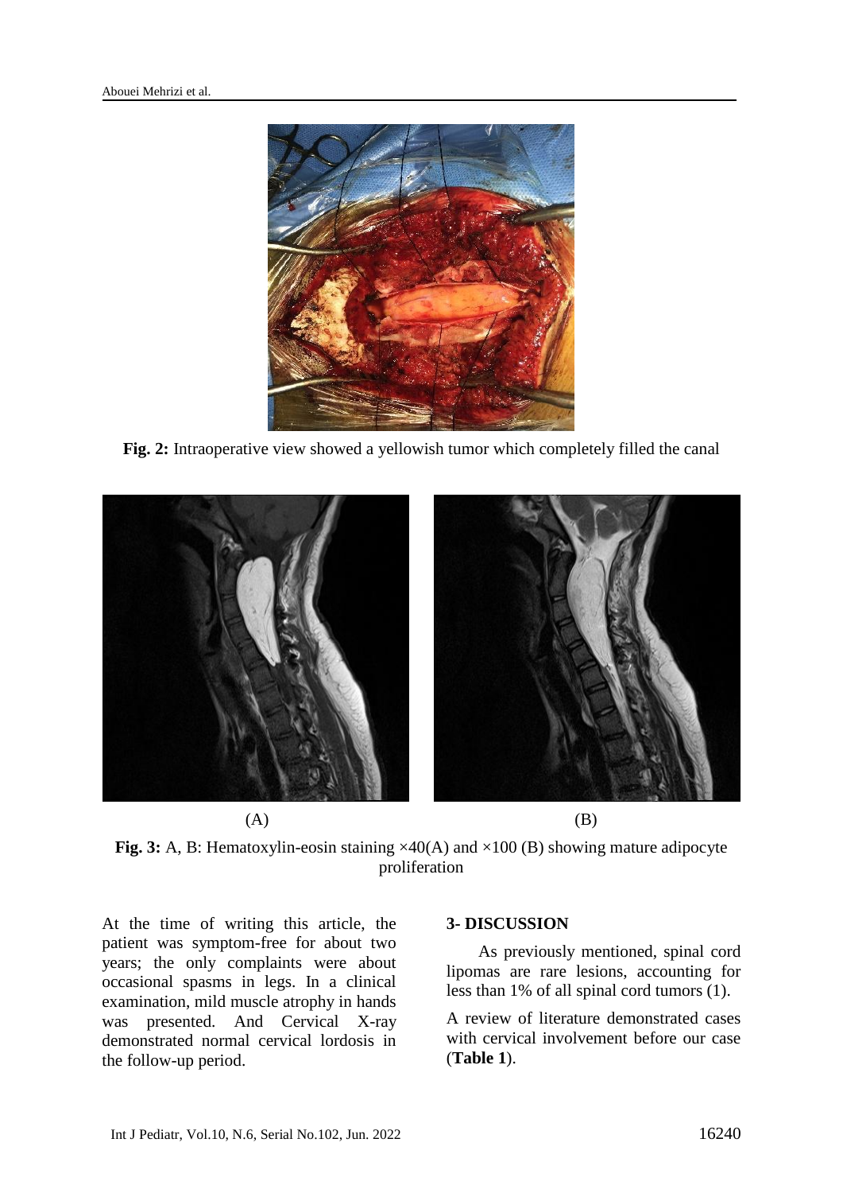Fig. 2: Intraoperative view showed a yellowish tumor which completely filled the canal

(A) (B)

**Fig. 3:** A, B: Hematoxylin-eosin staining ×40(A) and ×100 (B) showing mature adipocyte proliferation

At the time of writing this article, the patient was symptom-free for about two years; the only complaints were about occasional spasms in legs. In a clinical examination, mild muscle atrophy in hands was presented. And Cervical X-ray demonstrated normal cervical lordosis in the follow-up period.

## 3- DISCUSSION

As previously mentioned, spinal cord lipomas are rare lesions, accounting for less than 1% of all spinal cord tumors (1).

A review of literature demonstrated cases with cervical involvement before our case (**Table 1**).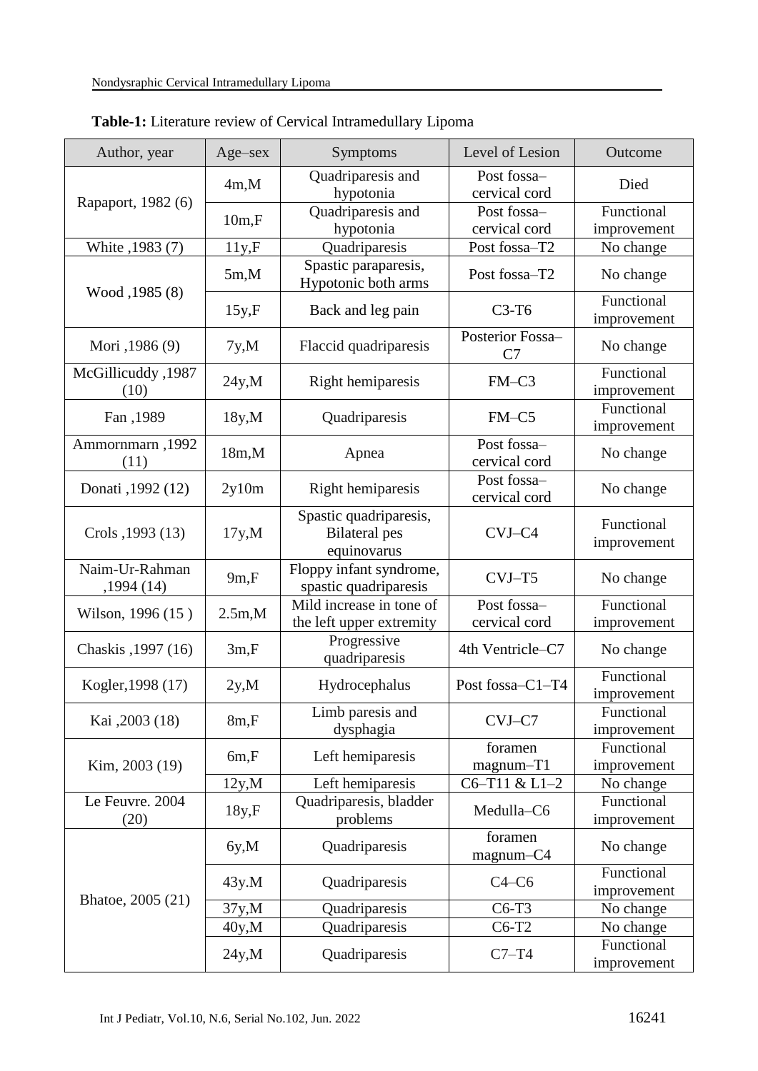**Table-1:** Literature review of Cervical Intramedullary Lipoma

| Author, year | Age–sex | Symptoms | Level of Lesion | Outcome |
|---|---|---|---|---|
| Rapaport, 1982 (6) | 4m,M | Quadriparesis and hypotonia | Post fossa–cervical cord | Died |
| | 10m,F | Quadriparesis and hypotonia | Post fossa–cervical cord | Functional improvement |
| White ,1983 (7) | 11y,F | Quadriparesis | Post fossa–T2 | No change |
| Wood ,1985 (8) | 5m,M | Spastic paraparesis, Hypotonic both arms | Post fossa–T2 | No change |
| | 15y,F | Back and leg pain | C3-T6 | Functional improvement |
| Mori ,1986 (9) | 7y,M | Flaccid quadriparesis | Posterior Fossa–C7 | No change |
| McGillicuddy ,1987 (10) | 24y,M | Right hemiparesis | FM–C3 | Functional improvement |
| Fan ,1989 | 18y,M | Quadriparesis | FM–C5 | Functional improvement |
| Ammornmarn ,1992 (11) | 18m,M | Apnea | Post fossa–cervical cord | No change |
| Donati ,1992 (12) | 2y10m | Right hemiparesis | Post fossa–cervical cord | No change |
| Crols ,1993 (13) | 17y,M | Spastic quadriparesis, Bilateral pes equinovarus | CVJ–C4 | Functional improvement |
| Naim-Ur-Rahman ,1994 (14) | 9m,F | Floppy infant syndrome, spastic quadriparesis | CVJ–T5 | No change |
| Wilson, 1996 (15 ) | 2.5m,M | Mild increase in tone of the left upper extremity | Post fossa–cervical cord | Functional improvement |
| Chaskis ,1997 (16) | 3m,F | Progressive quadriparesis | 4th Ventricle–C7 | No change |
| Kogler,1998 (17) | 2y,M | Hydrocephalus | Post fossa–C1–T4 | Functional improvement |
| Kai ,2003 (18) | 8m,F | Limb paresis and dysphagia | CVJ–C7 | Functional improvement |
| Kim, 2003 (19) | 6m,F | Left hemiparesis | foramen magnum–T1 | Functional improvement |
| | 12y,M | Left hemiparesis | C6–T11 & L1–2 | No change |
| Le Feuvre. 2004 (20) | 18y,F | Quadriparesis, bladder problems | Medulla–C6 | Functional improvement |
| Bhatoe, 2005 (21) | 6y,M | Quadriparesis | foramen magnum–C4 | No change |
| | 43y.M | Quadriparesis | C4–C6 | Functional improvement |
| | 37y,M | Quadriparesis | C6-T3 | No change |
| | 40y,M | Quadriparesis | C6-T2 | No change |
| | 24y,M | Quadriparesis | C7–T4 | Functional improvement |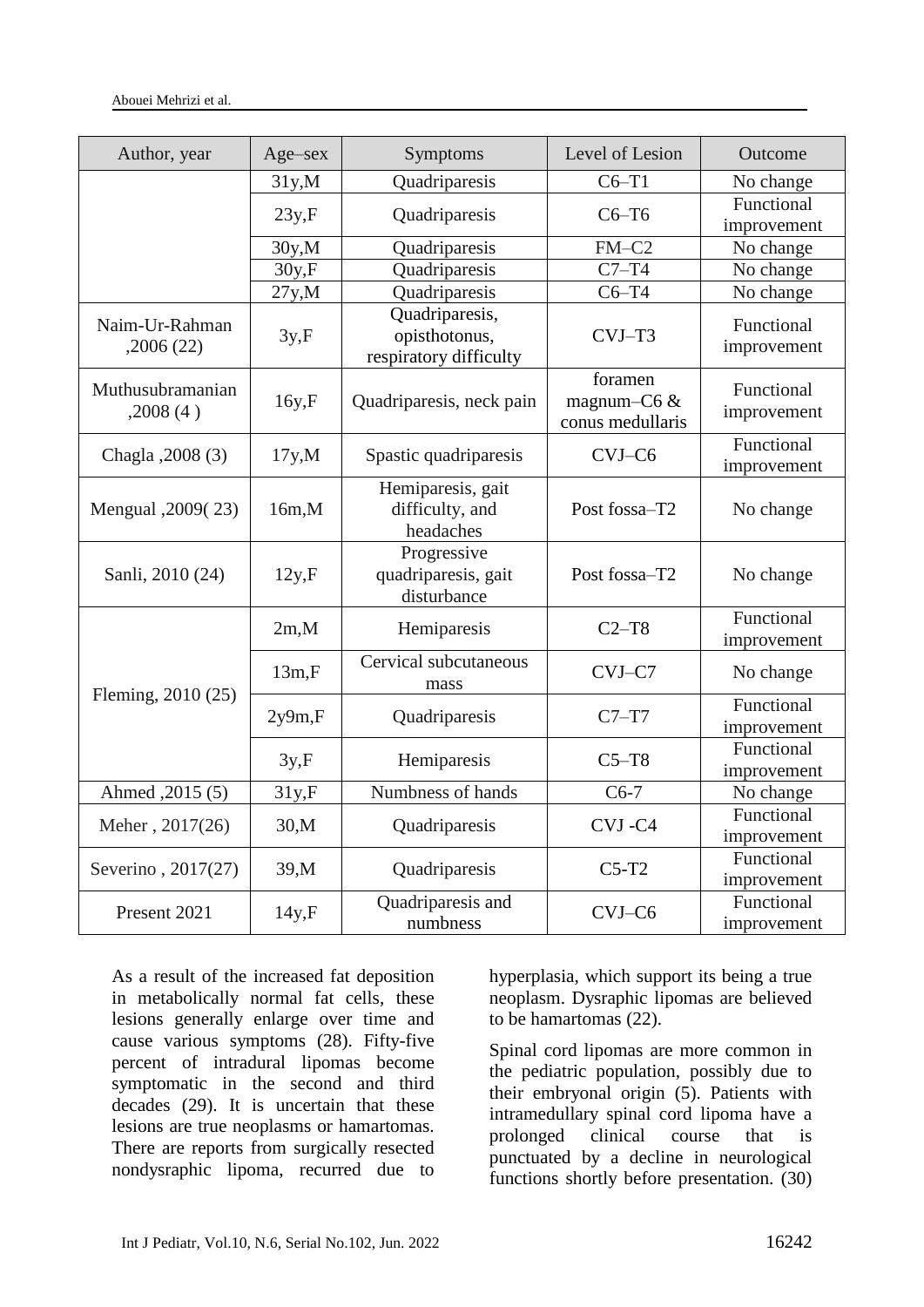| Author, year | Age–sex | Symptoms | Level of Lesion | Outcome |
| --- | --- | --- | --- | --- |
| | 31y,M | Quadriparesis | C6–T1 | No change |
| | 23y,F | Quadriparesis | C6–T6 | Functional improvement |
| | 30y,M | Quadriparesis | FM–C2 | No change |
| | 30y,F | Quadriparesis | C7–T4 | No change |
| | 27y,M | Quadriparesis | C6–T4 | No change |
| Naim-Ur-Rahman ,2006 (22) | 3y,F | Quadriparesis, opisthotonus, respiratory difficulty | CVJ–T3 | Functional improvement |
| Muthusubramanian ,2008 (4 ) | 16y,F | Quadriparesis, neck pain | foramen magnum–C6 & conus medullaris | Functional improvement |
| Chagla ,2008 (3) | 17y,M | Spastic quadriparesis | CVJ–C6 | Functional improvement |
| Mengual ,2009( 23) | 16m,M | Hemiparesis, gait difficulty, and headaches | Post fossa–T2 | No change |
| Sanli, 2010 (24) | 12y,F | Progressive quadriparesis, gait disturbance | Post fossa–T2 | No change |
| Fleming, 2010 (25) | 2m,M | Hemiparesis | C2–T8 | Functional improvement |
| | 13m,F | Cervical subcutaneous mass | CVJ–C7 | No change |
| | 2y9m,F | Quadriparesis | C7–T7 | Functional improvement |
| | 3y,F | Hemiparesis | C5–T8 | Functional improvement |
| Ahmed ,2015 (5) | 31y,F | Numbness of hands | C6-7 | No change |
| Meher , 2017(26) | 30,M | Quadriparesis | CVJ -C4 | Functional improvement |
| Severino , 2017(27) | 39,M | Quadriparesis | C5-T2 | Functional improvement |
| Present 2021 | 14y,F | Quadriparesis and numbness | CVJ–C6 | Functional improvement |

As a result of the increased fat deposition in metabolically normal fat cells, these lesions generally enlarge over time and cause various symptoms (28). Fifty-five percent of intradural lipomas become symptomatic in the second and third decades (29). It is uncertain that these lesions are true neoplasms or hamartomas. There are reports from surgically resected nondysraphic lipoma, recurred due to hyperplasia, which support its being a true neoplasm. Dysraphic lipomas are believed to be hamartomas (22).

Spinal cord lipomas are more common in the pediatric population, possibly due to their embryonal origin (5). Patients with intramedullary spinal cord lipoma have a prolonged clinical course that is punctuated by a decline in neurological functions shortly before presentation. (30)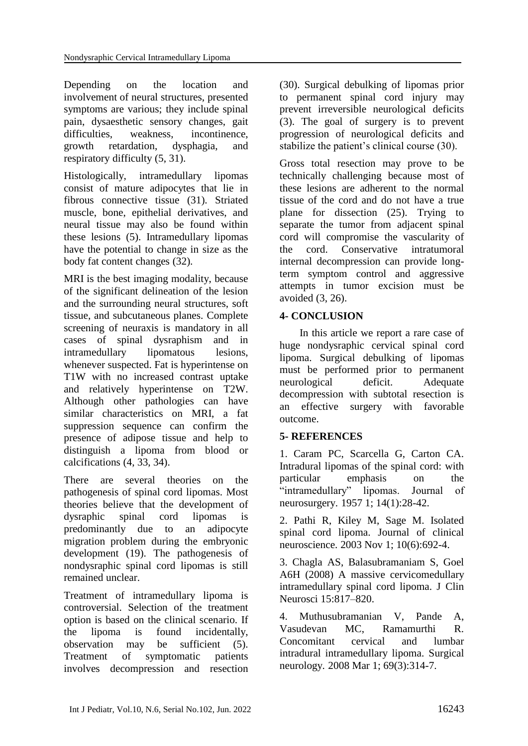Depending on the location and involvement of neural structures, presented symptoms are various; they include spinal pain, dysaesthetic sensory changes, gait difficulties, weakness, incontinence, growth retardation, dysphagia, and respiratory difficulty (5, 31).

Histologically, intramedullary lipomas consist of mature adipocytes that lie in fibrous connective tissue (31). Striated muscle, bone, epithelial derivatives, and neural tissue may also be found within these lesions (5). Intramedullary lipomas have the potential to change in size as the body fat content changes (32).

MRI is the best imaging modality, because of the significant delineation of the lesion and the surrounding neural structures, soft tissue, and subcutaneous planes. Complete screening of neuraxis is mandatory in all cases of spinal dysraphism and in intramedullary lipomatous lesions, whenever suspected. Fat is hyperintense on T1W with no increased contrast uptake and relatively hyperintense on T2W. Although other pathologies can have similar characteristics on MRI, a fat suppression sequence can confirm the presence of adipose tissue and help to distinguish a lipoma from blood or calcifications (4, 33, 34).

There are several theories on the pathogenesis of spinal cord lipomas. Most theories believe that the development of dysraphic spinal cord lipomas is predominantly due to an adipocyte migration problem during the embryonic development (19). The pathogenesis of nondysraphic spinal cord lipomas is still remained unclear.

Treatment of intramedullary lipoma is controversial. Selection of the treatment option is based on the clinical scenario. If the lipoma is found incidentally, observation may be sufficient (5). Treatment of symptomatic patients involves decompression and resection (30). Surgical debulking of lipomas prior to permanent spinal cord injury may prevent irreversible neurological deficits (3). The goal of surgery is to prevent progression of neurological deficits and stabilize the patient's clinical course (30).

Gross total resection may prove to be technically challenging because most of these lesions are adherent to the normal tissue of the cord and do not have a true plane for dissection (25). Trying to separate the tumor from adjacent spinal cord will compromise the vascularity of the cord. Conservative intratumoral internal decompression can provide long-term symptom control and aggressive attempts in tumor excision must be avoided (3, 26).

## 4- CONCLUSION

In this article we report a rare case of huge nondysraphic cervical spinal cord lipoma. Surgical debulking of lipomas must be performed prior to permanent neurological deficit. Adequate decompression with subtotal resection is an effective surgery with favorable outcome.

## 5- REFERENCES

1. Caram PC, Scarcella G, Carton CA. Intradural lipomas of the spinal cord: with particular emphasis on the "intramedullary" lipomas. Journal of neurosurgery. 1957 1; 14(1):28-42.

2. Pathi R, Kiley M, Sage M. Isolated spinal cord lipoma. Journal of clinical neuroscience. 2003 Nov 1; 10(6):692-4.

3. Chagla AS, Balasubramaniam S, Goel A6H (2008) A massive cervicomedullary intramedullary spinal cord lipoma. J Clin Neurosci 15:817–820.

4. Muthusubramanian V, Pande A, Vasudevan MC, Ramamurthi R. Concomitant cervical and lumbar intradural intramedullary lipoma. Surgical neurology. 2008 Mar 1; 69(3):314-7.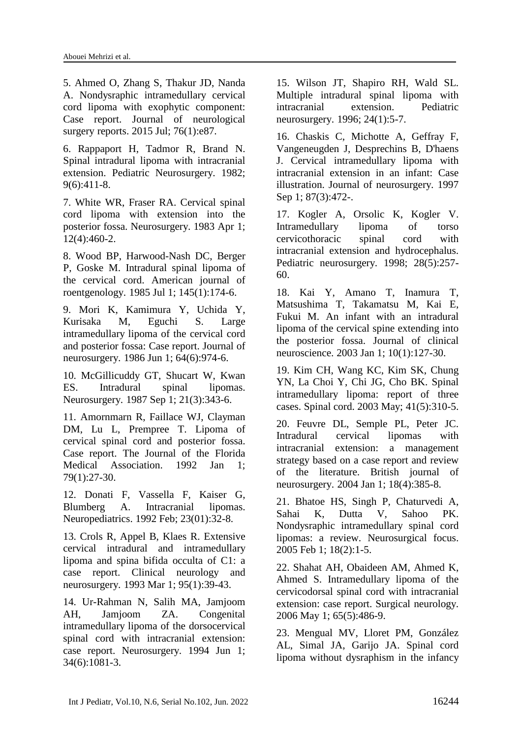5. Ahmed O, Zhang S, Thakur JD, Nanda A. Nondysraphic intramedullary cervical cord lipoma with exophytic component: Case report. Journal of neurological surgery reports. 2015 Jul; 76(1):e87.

6. Rappaport H, Tadmor R, Brand N. Spinal intradural lipoma with intracranial extension. Pediatric Neurosurgery. 1982; 9(6):411-8.

7. White WR, Fraser RA. Cervical spinal cord lipoma with extension into the posterior fossa. Neurosurgery. 1983 Apr 1; 12(4):460-2.

8. Wood BP, Harwood-Nash DC, Berger P, Goske M. Intradural spinal lipoma of the cervical cord. American journal of roentgenology. 1985 Jul 1; 145(1):174-6.

9. Mori K, Kamimura Y, Uchida Y, Kurisaka M, Eguchi S. Large intramedullary lipoma of the cervical cord and posterior fossa: Case report. Journal of neurosurgery. 1986 Jun 1; 64(6):974-6.

10. McGillicuddy GT, Shucart W, Kwan ES. Intradural spinal lipomas. Neurosurgery. 1987 Sep 1; 21(3):343-6.

11. Amornmarn R, Faillace WJ, Clayman DM, Lu L, Prempree T. Lipoma of cervical spinal cord and posterior fossa. Case report. The Journal of the Florida Medical Association. 1992 Jan 1; 79(1):27-30.

12. Donati F, Vassella F, Kaiser G, Blumberg A. Intracranial lipomas. Neuropediatrics. 1992 Feb; 23(01):32-8.

13. Crols R, Appel B, Klaes R. Extensive cervical intradural and intramedullary lipoma and spina bifida occulta of C1: a case report. Clinical neurology and neurosurgery. 1993 Mar 1; 95(1):39-43.

14. Ur-Rahman N, Salih MA, Jamjoom AH, Jamjoom ZA. Congenital intramedullary lipoma of the dorsocervical spinal cord with intracranial extension: case report. Neurosurgery. 1994 Jun 1; 34(6):1081-3.

15. Wilson JT, Shapiro RH, Wald SL. Multiple intradural spinal lipoma with intracranial extension. Pediatric neurosurgery. 1996; 24(1):5-7.

16. Chaskis C, Michotte A, Geffray F, Vangeneugden J, Desprechins B, D'haens J. Cervical intramedullary lipoma with intracranial extension in an infant: Case illustration. Journal of neurosurgery. 1997 Sep 1; 87(3):472-.

17. Kogler A, Orsolic K, Kogler V. Intramedullary lipoma of torso cervicothoracic spinal cord with intracranial extension and hydrocephalus. Pediatric neurosurgery. 1998; 28(5):257-60.

18. Kai Y, Amano T, Inamura T, Matsushima T, Takamatsu M, Kai E, Fukui M. An infant with an intradural lipoma of the cervical spine extending into the posterior fossa. Journal of clinical neuroscience. 2003 Jan 1; 10(1):127-30.

19. Kim CH, Wang KC, Kim SK, Chung YN, La Choi Y, Chi JG, Cho BK. Spinal intramedullary lipoma: report of three cases. Spinal cord. 2003 May; 41(5):310-5.

20. Feuvre DL, Semple PL, Peter JC. Intradural cervical lipomas with intracranial extension: a management strategy based on a case report and review of the literature. British journal of neurosurgery. 2004 Jan 1; 18(4):385-8.

21. Bhatoe HS, Singh P, Chaturvedi A, Sahai K, Dutta V, Sahoo PK. Nondysraphic intramedullary spinal cord lipomas: a review. Neurosurgical focus. 2005 Feb 1; 18(2):1-5.

22. Shahat AH, Obaideen AM, Ahmed K, Ahmed S. Intramedullary lipoma of the cervicodorsal spinal cord with intracranial extension: case report. Surgical neurology. 2006 May 1; 65(5):486-9.

23. Mengual MV, Lloret PM, González AL, Simal JA, Garijo JA. Spinal cord lipoma without dysraphism in the infancy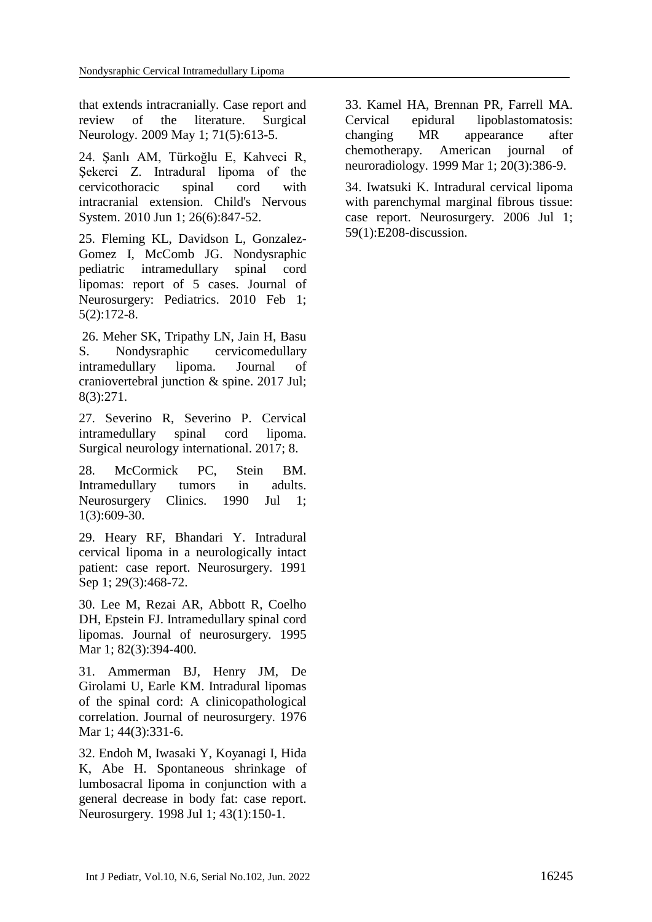that extends intracranially. Case report and review of the literature. Surgical Neurology. 2009 May 1; 71(5):613-5.

24. Şanlı AM, Türkoğlu E, Kahveci R, Şekerci Z. Intradural lipoma of the cervicothoracic spinal cord with intracranial extension. Child's Nervous System. 2010 Jun 1; 26(6):847-52.

25. Fleming KL, Davidson L, Gonzalez-Gomez I, McComb JG. Nondysraphic pediatric intramedullary spinal cord lipomas: report of 5 cases. Journal of Neurosurgery: Pediatrics. 2010 Feb 1; 5(2):172-8.

26. Meher SK, Tripathy LN, Jain H, Basu S. Nondysraphic cervicomedullary intramedullary lipoma. Journal of craniovertebral junction & spine. 2017 Jul; 8(3):271.

27. Severino R, Severino P. Cervical intramedullary spinal cord lipoma. Surgical neurology international. 2017; 8.

28. McCormick PC, Stein BM. Intramedullary tumors in adults. Neurosurgery Clinics. 1990 Jul 1; 1(3):609-30.

29. Heary RF, Bhandari Y. Intradural cervical lipoma in a neurologically intact patient: case report. Neurosurgery. 1991 Sep 1; 29(3):468-72.

30. Lee M, Rezai AR, Abbott R, Coelho DH, Epstein FJ. Intramedullary spinal cord lipomas. Journal of neurosurgery. 1995 Mar 1; 82(3):394-400.

31. Ammerman BJ, Henry JM, De Girolami U, Earle KM. Intradural lipomas of the spinal cord: A clinicopathological correlation. Journal of neurosurgery. 1976 Mar 1; 44(3):331-6.

32. Endoh M, Iwasaki Y, Koyanagi I, Hida K, Abe H. Spontaneous shrinkage of lumbosacral lipoma in conjunction with a general decrease in body fat: case report. Neurosurgery. 1998 Jul 1; 43(1):150-1.

33. Kamel HA, Brennan PR, Farrell MA. Cervical epidural lipoblastomatosis: changing MR appearance after chemotherapy. American journal of neuroradiology. 1999 Mar 1; 20(3):386-9.

34. Iwatsuki K. Intradural cervical lipoma with parenchymal marginal fibrous tissue: case report. Neurosurgery. 2006 Jul 1; 59(1):E208-discussion.